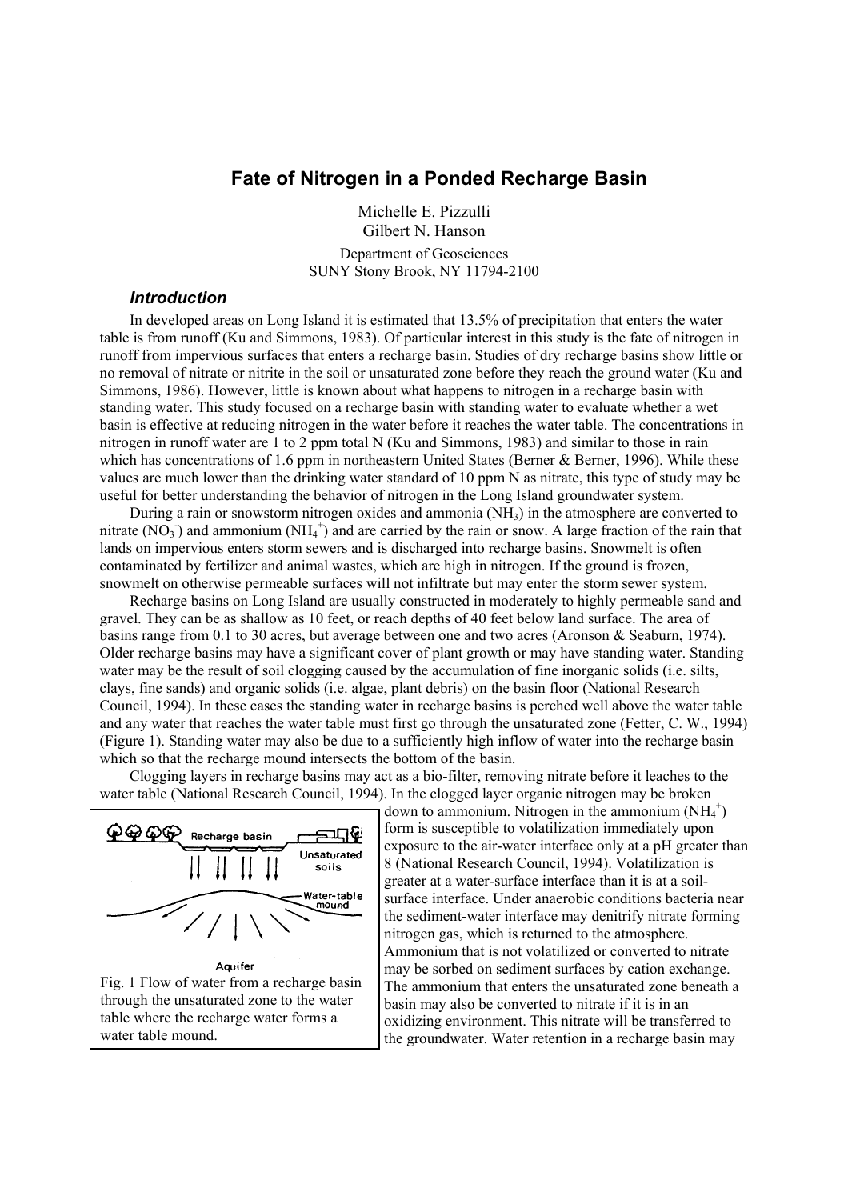# Fate of Nitrogen in a Ponded Recharge Basin

Michelle E. Pizzulli
Gilbert N. Hanson

Department of Geosciences
SUNY Stony Brook, NY 11794-2100

### *Introduction*

In developed areas on Long Island it is estimated that 13.5% of precipitation that enters the water table is from runoff (Ku and Simmons, 1983). Of particular interest in this study is the fate of nitrogen in runoff from impervious surfaces that enters a recharge basin. Studies of dry recharge basins show little or no removal of nitrate or nitrite in the soil or unsaturated zone before they reach the ground water (Ku and Simmons, 1986). However, little is known about what happens to nitrogen in a recharge basin with standing water. This study focused on a recharge basin with standing water to evaluate whether a wet basin is effective at reducing nitrogen in the water before it reaches the water table. The concentrations in nitrogen in runoff water are 1 to 2 ppm total N (Ku and Simmons, 1983) and similar to those in rain which has concentrations of 1.6 ppm in northeastern United States (Berner & Berner, 1996). While these values are much lower than the drinking water standard of 10 ppm N as nitrate, this type of study may be useful for better understanding the behavior of nitrogen in the Long Island groundwater system.

During a rain or snowstorm nitrogen oxides and ammonia ($NH_3$) in the atmosphere are converted to nitrate ($NO_3^-$) and ammonium ($NH_4^+$) and are carried by the rain or snow. A large fraction of the rain that lands on impervious enters storm sewers and is discharged into recharge basins. Snowmelt is often contaminated by fertilizer and animal wastes, which are high in nitrogen. If the ground is frozen, snowmelt on otherwise permeable surfaces will not infiltrate but may enter the storm sewer system.

Recharge basins on Long Island are usually constructed in moderately to highly permeable sand and gravel. They can be as shallow as 10 feet, or reach depths of 40 feet below land surface. The area of basins range from 0.1 to 30 acres, but average between one and two acres (Aronson & Seaburn, 1974). Older recharge basins may have a significant cover of plant growth or may have standing water. Standing water may be the result of soil clogging caused by the accumulation of fine inorganic solids (i.e. silts, clays, fine sands) and organic solids (i.e. algae, plant debris) on the basin floor (National Research Council, 1994). In these cases the standing water in recharge basins is perched well above the water table and any water that reaches the water table must first go through the unsaturated zone (Fetter, C. W., 1994) (Figure 1). Standing water may also be due to a sufficiently high inflow of water into the recharge basin which so that the recharge mound intersects the bottom of the basin.

Clogging layers in recharge basins may act as a bio-filter, removing nitrate before it leaches to the water table (National Research Council, 1994). In the clogged layer organic nitrogen may be broken down to ammonium. Nitrogen in the ammonium ($NH_4^+$) form is susceptible to volatilization immediately upon exposure to the air-water interface only at a pH greater than 8 (National Research Council, 1994). Volatilization is greater at a water-surface interface than it is at a soil-surface interface. Under anaerobic conditions bacteria near the sediment-water interface may denitrify nitrate forming nitrogen gas, which is returned to the atmosphere. Ammonium that is not volatilized or converted to nitrate may be sorbed on sediment surfaces by cation exchange. The ammonium that enters the unsaturated zone beneath a basin may also be converted to nitrate if it is in an oxidizing environment. This nitrate will be transferred to the groundwater. Water retention in a recharge basin may

Fig. 1 Flow of water from a recharge basin through the unsaturated zone to the water table where the recharge water forms a water table mound.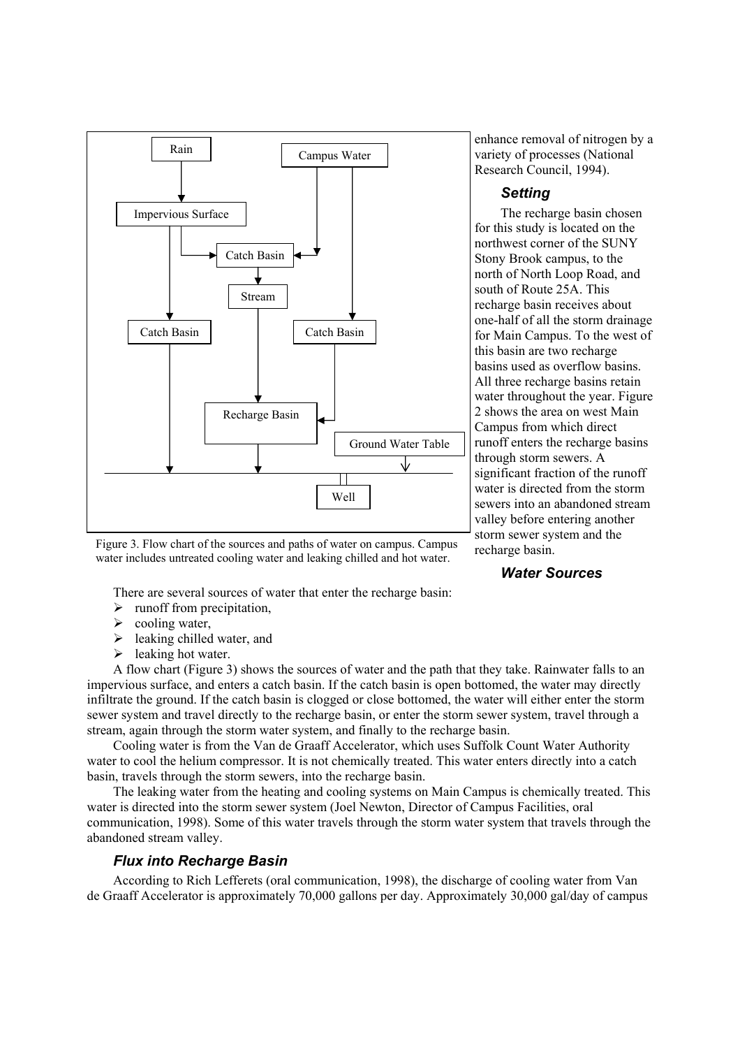Figure 3. Flow chart of the sources and paths of water on campus. Campus water includes untreated cooling water and leaking chilled and hot water.

enhance removal of nitrogen by a variety of processes (National Research Council, 1994).

### *Setting*

The recharge basin chosen for this study is located on the northwest corner of the SUNY Stony Brook campus, to the north of North Loop Road, and south of Route 25A. This recharge basin receives about one-half of all the storm drainage for Main Campus. To the west of this basin are two recharge basins used as overflow basins. All three recharge basins retain water throughout the year. Figure 2 shows the area on west Main Campus from which direct runoff enters the recharge basins through storm sewers. A significant fraction of the runoff water is directed from the storm sewers into an abandoned stream valley before entering another storm sewer system and the recharge basin.

### *Water Sources*

There are several sources of water that enter the recharge basin:

- runoff from precipitation,
- cooling water,
- leaking chilled water, and
- leaking hot water.

A flow chart (Figure 3) shows the sources of water and the path that they take. Rainwater falls to an impervious surface, and enters a catch basin. If the catch basin is open bottomed, the water may directly infiltrate the ground. If the catch basin is clogged or close bottomed, the water will either enter the storm sewer system and travel directly to the recharge basin, or enter the storm sewer system, travel through a stream, again through the storm water system, and finally to the recharge basin.

Cooling water is from the Van de Graaff Accelerator, which uses Suffolk Count Water Authority water to cool the helium compressor. It is not chemically treated. This water enters directly into a catch basin, travels through the storm sewers, into the recharge basin.

The leaking water from the heating and cooling systems on Main Campus is chemically treated. This water is directed into the storm sewer system (Joel Newton, Director of Campus Facilities, oral communication, 1998). Some of this water travels through the storm water system that travels through the abandoned stream valley.

### *Flux into Recharge Basin*

According to Rich Lefferets (oral communication, 1998), the discharge of cooling water from Van de Graaff Accelerator is approximately 70,000 gallons per day. Approximately 30,000 gal/day of campus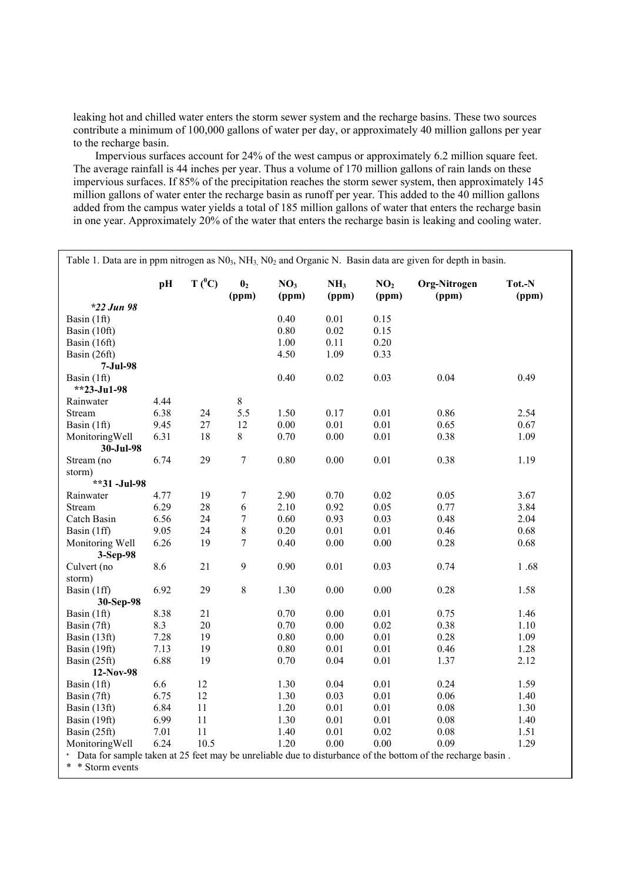leaking hot and chilled water enters the storm sewer system and the recharge basins. These two sources contribute a minimum of 100,000 gallons of water per day, or approximately 40 million gallons per year to the recharge basin.

Impervious surfaces account for 24% of the west campus or approximately 6.2 million square feet. The average rainfall is 44 inches per year. Thus a volume of 170 million gallons of rain lands on these impervious surfaces. If 85% of the precipitation reaches the storm sewer system, then approximately 145 million gallons of water enter the recharge basin as runoff per year. This added to the 40 million gallons added from the campus water yields a total of 185 million gallons of water that enters the recharge basin in one year. Approximately 20% of the water that enters the recharge basin is leaking and cooling water.

Table 1. Data are in ppm nitrogen as $N0_3$, $NH_3$, $N0_2$ and Organic N. Basin data are given for depth in basin.

| | pH | T ($^0$C) | $0_2$ (ppm) | $NO_3$ (ppm) | $NH_3$ (ppm) | $NO_2$ (ppm) | Org-Nitrogen (ppm) | Tot.-N (ppm) |
|---|---|---|---|---|---|---|---|---|
| ***22 Jun 98*** | | | | | | | | |
| Basin (1ft) | | | | 0.40 | 0.01 | 0.15 | | |
| Basin (10ft) | | | | 0.80 | 0.02 | 0.15 | | |
| Basin (16ft) | | | | 1.00 | 0.11 | 0.20 | | |
| Basin (26ft) | | | | 4.50 | 1.09 | 0.33 | | |
| **7-Jul-98** | | | | | | | | |
| Basin (1ft) | | | | 0.40 | 0.02 | 0.03 | 0.04 | 0.49 |
| **\*\*23-Ju1-98** | | | | | | | | |
| Rainwater | 4.44 | | 8 | | | | | |
| Stream | 6.38 | 24 | 5.5 | 1.50 | 0.17 | 0.01 | 0.86 | 2.54 |
| Basin (1ft) | 9.45 | 27 | 12 | 0.00 | 0.01 | 0.01 | 0.65 | 0.67 |
| MonitoringWell | 6.31 | 18 | 8 | 0.70 | 0.00 | 0.01 | 0.38 | 1.09 |
| **30-Jul-98** | | | | | | | | |
| Stream (no storm) | 6.74 | 29 | 7 | 0.80 | 0.00 | 0.01 | 0.38 | 1.19 |
| **\*\*31 -Jul-98** | | | | | | | | |
| Rainwater | 4.77 | 19 | 7 | 2.90 | 0.70 | 0.02 | 0.05 | 3.67 |
| Stream | 6.29 | 28 | 6 | 2.10 | 0.92 | 0.05 | 0.77 | 3.84 |
| Catch Basin | 6.56 | 24 | 7 | 0.60 | 0.93 | 0.03 | 0.48 | 2.04 |
| Basin (1ff) | 9.05 | 24 | 8 | 0.20 | 0.01 | 0.01 | 0.46 | 0.68 |
| Monitoring Well | 6.26 | 19 | 7 | 0.40 | 0.00 | 0.00 | 0.28 | 0.68 |
| **3-Sep-98** | | | | | | | | |
| Culvert (no storm) | 8.6 | 21 | 9 | 0.90 | 0.01 | 0.03 | 0.74 | 1 .68 |
| Basin (1ff) | 6.92 | 29 | 8 | 1.30 | 0.00 | 0.00 | 0.28 | 1.58 |
| **30-Sep-98** | | | | | | | | |
| Basin (1ft) | 8.38 | 21 | | 0.70 | 0.00 | 0.01 | 0.75 | 1.46 |
| Basin (7ft) | 8.3 | 20 | | 0.70 | 0.00 | 0.02 | 0.38 | 1.10 |
| Basin (13ft) | 7.28 | 19 | | 0.80 | 0.00 | 0.01 | 0.28 | 1.09 |
| Basin (19ft) | 7.13 | 19 | | 0.80 | 0.01 | 0.01 | 0.46 | 1.28 |
| Basin (25ft) | 6.88 | 19 | | 0.70 | 0.04 | 0.01 | 1.37 | 2.12 |
| **12-Nov-98** | | | | | | | | |
| Basin (1ft) | 6.6 | 12 | | 1.30 | 0.04 | 0.01 | 0.24 | 1.59 |
| Basin (7ft) | 6.75 | 12 | | 1.30 | 0.03 | 0.01 | 0.06 | 1.40 |
| Basin (13ft) | 6.84 | 11 | | 1.20 | 0.01 | 0.01 | 0.08 | 1.30 |
| Basin (19ft) | 6.99 | 11 | | 1.30 | 0.01 | 0.01 | 0.08 | 1.40 |
| Basin (25ft) | 7.01 | 11 | | 1.40 | 0.01 | 0.02 | 0.08 | 1.51 |
| MonitoringWell | 6.24 | 10.5 | | 1.20 | 0.00 | 0.00 | 0.09 | 1.29 |

\* Data for sample taken at 25 feet may be unreliable due to disturbance of the bottom of the recharge basin .

\* \* Storm events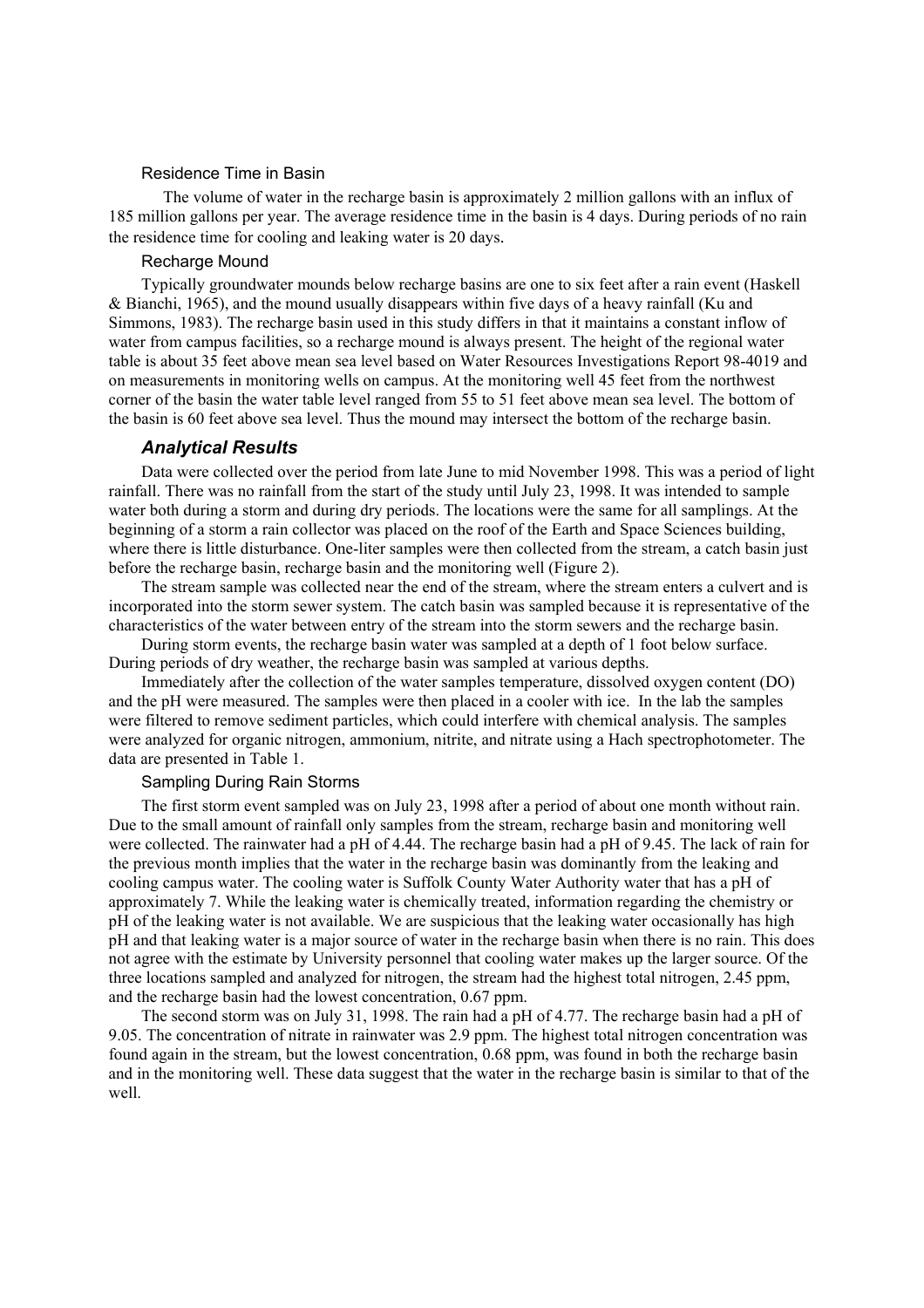### Residence Time in Basin

The volume of water in the recharge basin is approximately 2 million gallons with an influx of 185 million gallons per year. The average residence time in the basin is 4 days. During periods of no rain the residence time for cooling and leaking water is 20 days.

### Recharge Mound

Typically groundwater mounds below recharge basins are one to six feet after a rain event (Haskell & Bianchi, 1965), and the mound usually disappears within five days of a heavy rainfall (Ku and Simmons, 1983). The recharge basin used in this study differs in that it maintains a constant inflow of water from campus facilities, so a recharge mound is always present. The height of the regional water table is about 35 feet above mean sea level based on Water Resources Investigations Report 98-4019 and on measurements in monitoring wells on campus. At the monitoring well 45 feet from the northwest corner of the basin the water table level ranged from 55 to 51 feet above mean sea level. The bottom of the basin is 60 feet above sea level. Thus the mound may intersect the bottom of the recharge basin.

## *Analytical Results*

Data were collected over the period from late June to mid November 1998. This was a period of light rainfall. There was no rainfall from the start of the study until July 23, 1998. It was intended to sample water both during a storm and during dry periods. The locations were the same for all samplings. At the beginning of a storm a rain collector was placed on the roof of the Earth and Space Sciences building, where there is little disturbance. One-liter samples were then collected from the stream, a catch basin just before the recharge basin, recharge basin and the monitoring well (Figure 2).

The stream sample was collected near the end of the stream, where the stream enters a culvert and is incorporated into the storm sewer system. The catch basin was sampled because it is representative of the characteristics of the water between entry of the stream into the storm sewers and the recharge basin.

During storm events, the recharge basin water was sampled at a depth of 1 foot below surface. During periods of dry weather, the recharge basin was sampled at various depths.

Immediately after the collection of the water samples temperature, dissolved oxygen content (DO) and the pH were measured. The samples were then placed in a cooler with ice. In the lab the samples were filtered to remove sediment particles, which could interfere with chemical analysis. The samples were analyzed for organic nitrogen, ammonium, nitrite, and nitrate using a Hach spectrophotometer. The data are presented in Table 1.

### Sampling During Rain Storms

The first storm event sampled was on July 23, 1998 after a period of about one month without rain. Due to the small amount of rainfall only samples from the stream, recharge basin and monitoring well were collected. The rainwater had a pH of 4.44. The recharge basin had a pH of 9.45. The lack of rain for the previous month implies that the water in the recharge basin was dominantly from the leaking and cooling campus water. The cooling water is Suffolk County Water Authority water that has a pH of approximately 7. While the leaking water is chemically treated, information regarding the chemistry or pH of the leaking water is not available. We are suspicious that the leaking water occasionally has high pH and that leaking water is a major source of water in the recharge basin when there is no rain. This does not agree with the estimate by University personnel that cooling water makes up the larger source. Of the three locations sampled and analyzed for nitrogen, the stream had the highest total nitrogen, 2.45 ppm, and the recharge basin had the lowest concentration, 0.67 ppm.

The second storm was on July 31, 1998. The rain had a pH of 4.77. The recharge basin had a pH of 9.05. The concentration of nitrate in rainwater was 2.9 ppm. The highest total nitrogen concentration was found again in the stream, but the lowest concentration, 0.68 ppm, was found in both the recharge basin and in the monitoring well. These data suggest that the water in the recharge basin is similar to that of the well.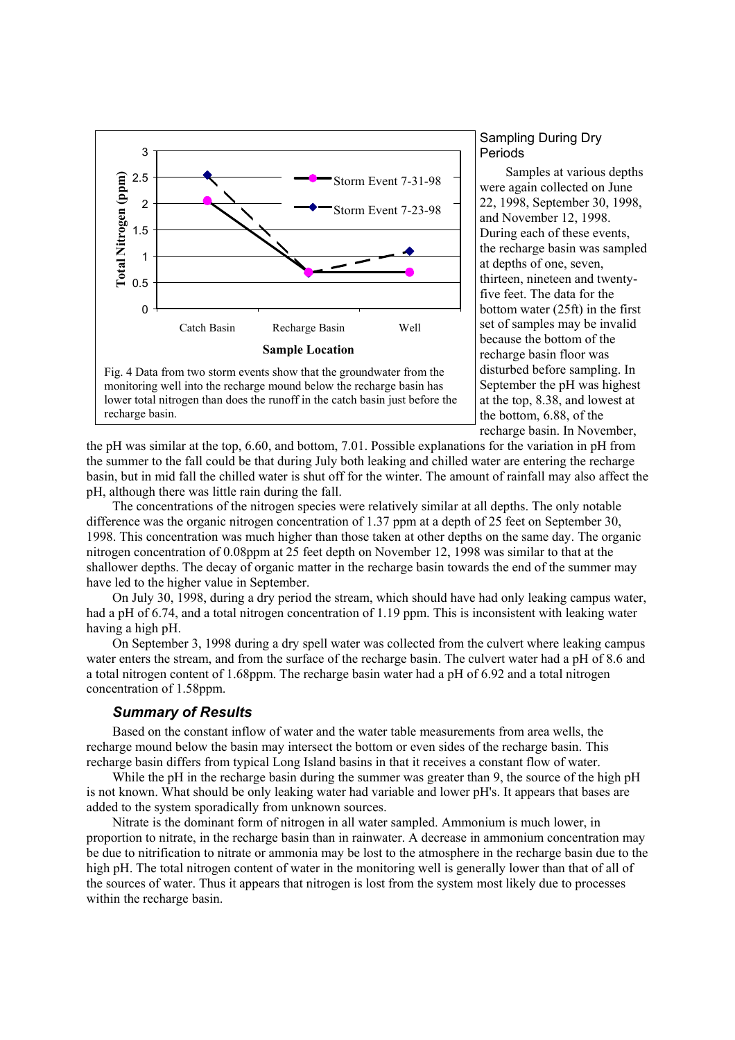Fig. 4 Data from two storm events show that the groundwater from the monitoring well into the recharge mound below the recharge basin has lower total nitrogen than does the runoff in the catch basin just before the recharge basin.

### Sampling During Dry Periods

Samples at various depths were again collected on June 22, 1998, September 30, 1998, and November 12, 1998. During each of these events, the recharge basin was sampled at depths of one, seven, thirteen, nineteen and twenty-five feet. The data for the bottom water (25ft) in the first set of samples may be invalid because the bottom of the recharge basin floor was disturbed before sampling. In September the pH was highest at the top, 8.38, and lowest at the bottom, 6.88, of the recharge basin. In November, the pH was similar at the top, 6.60, and bottom, 7.01. Possible explanations for the variation in pH from the summer to the fall could be that during July both leaking and chilled water are entering the recharge basin, but in mid fall the chilled water is shut off for the winter. The amount of rainfall may also affect the pH, although there was little rain during the fall.

The concentrations of the nitrogen species were relatively similar at all depths. The only notable difference was the organic nitrogen concentration of 1.37 ppm at a depth of 25 feet on September 30, 1998. This concentration was much higher than those taken at other depths on the same day. The organic nitrogen concentration of 0.08ppm at 25 feet depth on November 12, 1998 was similar to that at the shallower depths. The decay of organic matter in the recharge basin towards the end of the summer may have led to the higher value in September.

On July 30, 1998, during a dry period the stream, which should have had only leaking campus water, had a pH of 6.74, and a total nitrogen concentration of 1.19 ppm. This is inconsistent with leaking water having a high pH.

On September 3, 1998 during a dry spell water was collected from the culvert where leaking campus water enters the stream, and from the surface of the recharge basin. The culvert water had a pH of 8.6 and a total nitrogen content of 1.68ppm. The recharge basin water had a pH of 6.92 and a total nitrogen concentration of 1.58ppm.

## *Summary of Results*

Based on the constant inflow of water and the water table measurements from area wells, the recharge mound below the basin may intersect the bottom or even sides of the recharge basin. This recharge basin differs from typical Long Island basins in that it receives a constant flow of water.

While the pH in the recharge basin during the summer was greater than 9, the source of the high pH is not known. What should be only leaking water had variable and lower pH's. It appears that bases are added to the system sporadically from unknown sources.

Nitrate is the dominant form of nitrogen in all water sampled. Ammonium is much lower, in proportion to nitrate, in the recharge basin than in rainwater. A decrease in ammonium concentration may be due to nitrification to nitrate or ammonia may be lost to the atmosphere in the recharge basin due to the high pH. The total nitrogen content of water in the monitoring well is generally lower than that of all of the sources of water. Thus it appears that nitrogen is lost from the system most likely due to processes within the recharge basin.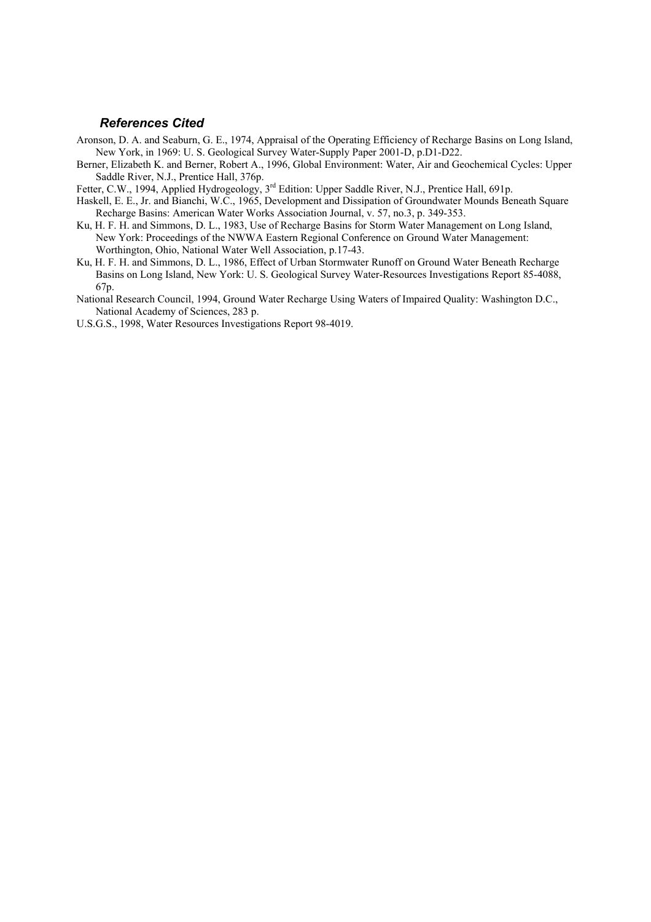### *References Cited*

Aronson, D. A. and Seaburn, G. E., 1974, Appraisal of the Operating Efficiency of Recharge Basins on Long Island, New York, in 1969: U. S. Geological Survey Water-Supply Paper 2001-D, p.D1-D22.

Berner, Elizabeth K. and Berner, Robert A., 1996, Global Environment: Water, Air and Geochemical Cycles: Upper Saddle River, N.J., Prentice Hall, 376p.

Fetter, C.W., 1994, Applied Hydrogeology, 3rd Edition: Upper Saddle River, N.J., Prentice Hall, 691p.

Haskell, E. E., Jr. and Bianchi, W.C., 1965, Development and Dissipation of Groundwater Mounds Beneath Square Recharge Basins: American Water Works Association Journal, v. 57, no.3, p. 349-353.

Ku, H. F. H. and Simmons, D. L., 1983, Use of Recharge Basins for Storm Water Management on Long Island, New York: Proceedings of the NWWA Eastern Regional Conference on Ground Water Management: Worthington, Ohio, National Water Well Association, p.17-43.

Ku, H. F. H. and Simmons, D. L., 1986, Effect of Urban Stormwater Runoff on Ground Water Beneath Recharge Basins on Long Island, New York: U. S. Geological Survey Water-Resources Investigations Report 85-4088, 67p.

National Research Council, 1994, Ground Water Recharge Using Waters of Impaired Quality: Washington D.C., National Academy of Sciences, 283 p.

U.S.G.S., 1998, Water Resources Investigations Report 98-4019.